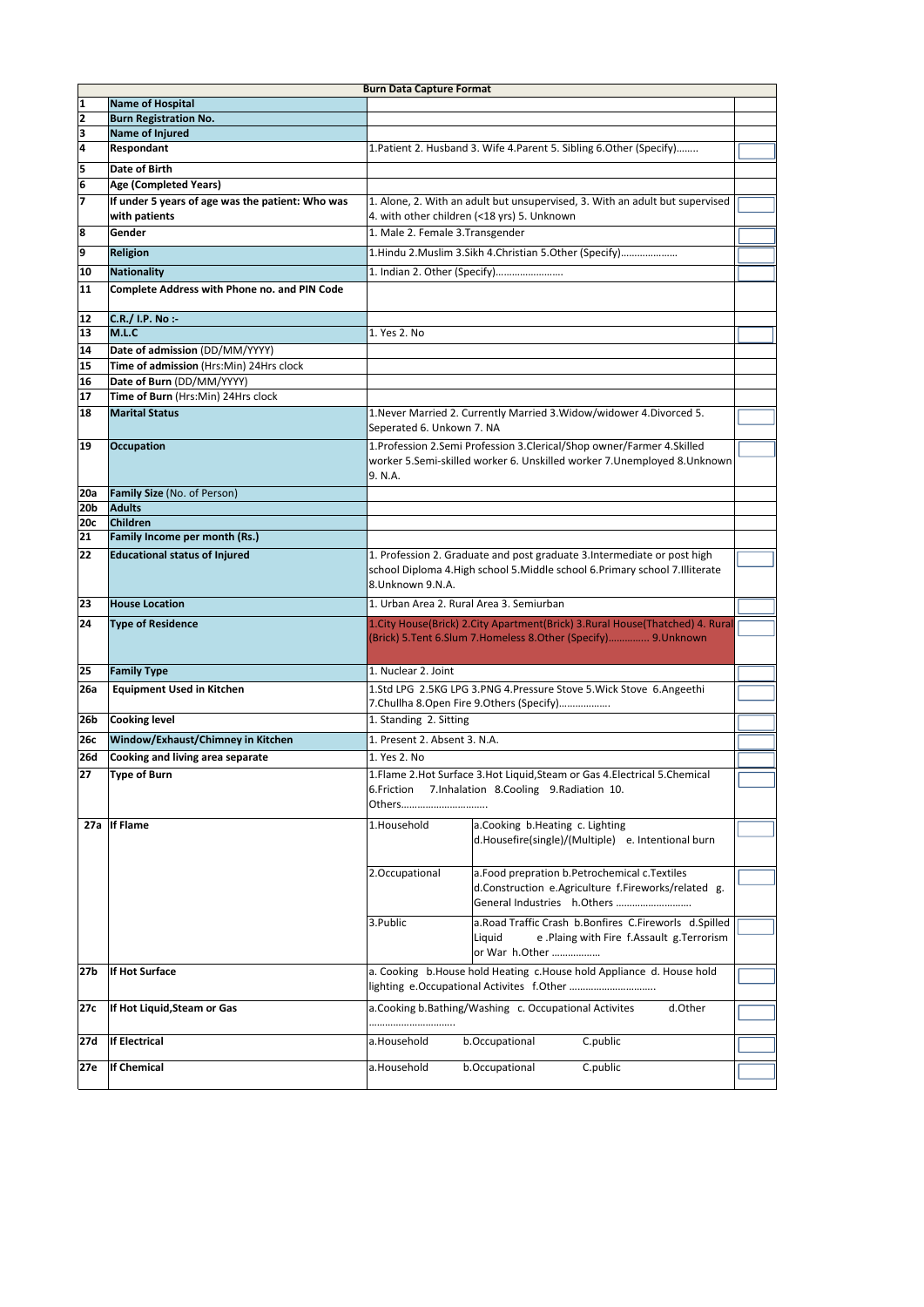| Burn Data Capture Format | | | | |
|---|---|---|---|---|
| 1 | **Name of Hospital** | | | |
| 2 | **Burn Registration No.** | | | |
| 3 | **Name of Injured** | | | |
| 4 | **Respondant** | 1.Patient 2. Husband 3. Wife 4.Parent 5. Sibling 6.Other (Specify)........ | | |
| 5 | **Date of Birth** | | | |
| 6 | **Age (Completed Years)** | | | |
| 7 | **If under 5 years of age was the patient: Who was with patients** | 1. Alone, 2. With an adult but unsupervised, 3. With an adult but supervised 4. with other children (<18 yrs) 5. Unknown | | |
| 8 | **Gender** | 1. Male 2. Female 3.Transgender | | |
| 9 | **Religion** | 1.Hindu 2.Muslim 3.Sikh 4.Christian 5.Other (Specify)..................... | | |
| 10 | **Nationality** | 1. Indian 2. Other (Specify)......................... | | |
| 11 | **Complete Address with Phone no. and PIN Code** | | | |
| 12 | **C.R./ I.P. No :-** | | | |
| 13 | **M.L.C** | 1. Yes 2. No | | |
| 14 | **Date of admission** (DD/MM/YYYY) | | | |
| 15 | **Time of admission** (Hrs:Min) 24Hrs clock | | | |
| 16 | **Date of Burn** (DD/MM/YYYY) | | | |
| 17 | **Time of Burn** (Hrs:Min) 24Hrs clock | | | |
| 18 | **Marital Status** | 1.Never Married 2. Currently Married 3.Widow/widower 4.Divorced 5. Seperated 6. Unkown 7. NA | | |
| 19 | **Occupation** | 1.Profession 2.Semi Profession 3.Clerical/Shop owner/Farmer 4.Skilled worker 5.Semi-skilled worker 6. Unskilled worker 7.Unemployed 8.Unknown 9. N.A. | | |
| 20a | **Family Size** (No. of Person) | | | |
| 20b | **Adults** | | | |
| 20c | **Children** | | | |
| 21 | **Family Income per month (Rs.)** | | | |
| 22 | **Educational status of Injured** | 1. Profession 2. Graduate and post graduate 3.Intermediate or post high school Diploma 4.High school 5.Middle school 6.Primary school 7.Illiterate 8.Unknown 9.N.A. | | |
| 23 | **House Location** | 1. Urban Area 2. Rural Area 3. Semiurban | | |
| 24 | **Type of Residence** | 1.City House(Brick) 2.City Apartment(Brick) 3.Rural House(Thatched) 4. Rural (Brick) 5.Tent 6.Slum 7.Homeless 8.Other (Specify)............... 9.Unknown | | |
| 25 | **Family Type** | 1. Nuclear 2. Joint | | |
| 26a | **Equipment Used in Kitchen** | 1.Std LPG 2.5KG LPG 3.PNG 4.Pressure Stove 5.Wick Stove 6.Angeethi 7.Chullha 8.Open Fire 9.Others (Specify)................... | | |
| 26b | **Cooking level** | 1. Standing 2. Sitting | | |
| 26c | **Window/Exhaust/Chimney in Kitchen** | 1. Present 2. Absent 3. N.A. | | |
| 26d | **Cooking and living area separate** | 1. Yes 2. No | | |
| 27 | **Type of Burn** | 1.Flame 2.Hot Surface 3.Hot Liquid,Steam or Gas 4.Electrical 5.Chemical 6.Friction 7.Inhalation 8.Cooling 9.Radiation 10. Others................................ | | |
| 27a | **If Flame** | 1.Household | a.Cooking b.Heating c. Lighting d.Housefire(single)/(Multiple) e. Intentional burn | |
| | | 2.Occupational | a.Food prepration b.Petrochemical c.Textiles d.Construction e.Agriculture f.Fireworks/related g. General Industries h.Others ............................ | |
| | | 3.Public | a.Road Traffic Crash b.Bonfires C.Fireworls d.Spilled Liquid e .Plaing with Fire f.Assault g.Terrorism or War h.Other .................. | |
| 27b | **If Hot Surface** | a. Cooking b.House hold Heating c.House hold Appliance d. House hold lighting e.Occupational Activites f.Other ................................ | | |
| 27c | **If Hot Liquid,Steam or Gas** | a.Cooking b.Bathing/Washing c. Occupational Activites d.Other ................................ | | |
| 27d | **If Electrical** | a.Household b.Occupational C.public | | |
| 27e | **If Chemical** | a.Household b.Occupational C.public | | |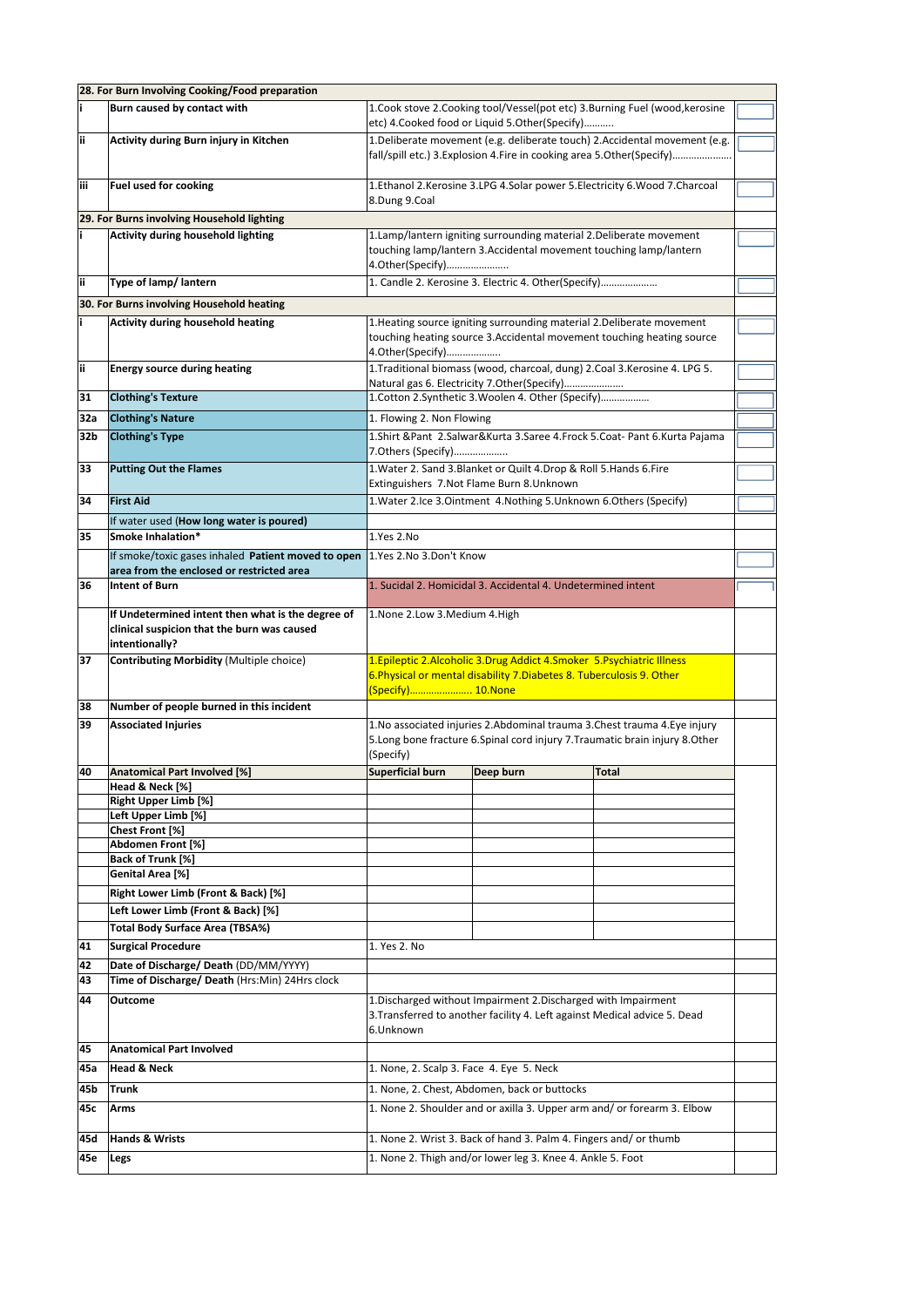| | | | | | |
|---|---|---|---|---|---|
| **28. For Burn Involving Cooking/Food preparation** | | | | | |
| i | **Burn caused by contact with** | 1.Cook stove 2.Cooking tool/Vessel(pot etc) 3.Burning Fuel (wood,kerosine etc) 4.Cooked food or Liquid 5.Other(Specify)……….. | | | |
| ii | **Activity during Burn injury in Kitchen** | 1.Deliberate movement (e.g. deliberate touch) 2.Accidental movement (e.g. fall/spill etc.) 3.Explosion 4.Fire in cooking area 5.Other(Specify)…………………. | | | |
| iii | **Fuel used for cooking** | 1.Ethanol 2.Kerosine 3.LPG 4.Solar power 5.Electricity 6.Wood 7.Charcoal 8.Dung 9.Coal | | | |
| **29. For Burns involving Household lighting** | | | | | |
| i | **Activity during household lighting** | 1.Lamp/lantern igniting surrounding material 2.Deliberate movement touching lamp/lantern 3.Accidental movement touching lamp/lantern 4.Other(Specify)………………….. | | | |
| ii | **Type of lamp/ lantern** | 1. Candle 2. Kerosine 3. Electric 4. Other(Specify)………………… | | | |
| **30. For Burns involving Household heating** | | | | | |
| i | **Activity during household heating** | 1.Heating source igniting surrounding material 2.Deliberate movement touching heating source 3.Accidental movement touching heating source 4.Other(Specify)………………. | | | |
| ii | **Energy source during heating** | 1.Traditional biomass (wood, charcoal, dung) 2.Coal 3.Kerosine 4. LPG 5. Natural gas 6. Electricity 7.Other(Specify)………………… | | | |
| 31 | **Clothing's Texture** | 1.Cotton 2.Synthetic 3.Woolen 4. Other (Specify)……………… | | | |
| 32a | **Clothing's Nature** | 1. Flowing 2. Non Flowing | | | |
| 32b | **Clothing's Type** | 1.Shirt &Pant 2.Salwar&Kurta 3.Saree 4.Frock 5.Coat- Pant 6.Kurta Pajama 7.Others (Specify)………………. | | | |
| 33 | **Putting Out the Flames** | 1.Water 2. Sand 3.Blanket or Quilt 4.Drop & Roll 5.Hands 6.Fire Extinguishers 7.Not Flame Burn 8.Unknown | | | |
| 34 | **First Aid** | 1.Water 2.Ice 3.Ointment 4.Nothing 5.Unknown 6.Others (Specify) | | | |
| | If water used (**How long water is poured)** | | | | |
| 35 | **Smoke Inhalation*** | 1.Yes 2.No | | | |
| | If smoke/toxic gases inhaled **Patient moved to open area from the enclosed or restricted area** | 1.Yes 2.No 3.Don't Know | | | |
| 36 | **Intent of Burn** | 1. Sucidal 2. Homicidal 3. Accidental 4. Undetermined intent | | | |
| | **If Undetermined intent then what is the degree of clinical suspicion that the burn was caused intentionally?** | 1.None 2.Low 3.Medium 4.High | | | |
| 37 | **Contributing Morbidity** (Multiple choice) | 1.Epileptic 2.Alcoholic 3.Drug Addict 4.Smoker 5.Psychiatric Illness 6.Physical or mental disability 7.Diabetes 8. Tuberculosis 9. Other (Specify)………………….. 10.None | | | |
| 38 | **Number of people burned in this incident** | | | | |
| 39 | **Associated Injuries** | 1.No associated injuries 2.Abdominal trauma 3.Chest trauma 4.Eye injury 5.Long bone fracture 6.Spinal cord injury 7.Traumatic brain injury 8.Other (Specify) | | | |
| 40 | **Anatomical Part Involved [%]** | **Superficial burn** | **Deep burn** | **Total** | |
| | **Head & Neck [%]** | | | | |
| | **Right Upper Limb [%]** | | | | |
| | **Left Upper Limb [%]** | | | | |
| | **Chest Front [%]** | | | | |
| | **Abdomen Front [%]** | | | | |
| | **Back of Trunk [%]** | | | | |
| | **Genital Area [%]** | | | | |
| | **Right Lower Limb (Front & Back) [%]** | | | | |
| | **Left Lower Limb (Front & Back) [%]** | | | | |
| | **Total Body Surface Area (TBSA%)** | | | | |
| 41 | **Surgical Procedure** | 1. Yes 2. No | | | |
| 42 | **Date of Discharge/ Death** (DD/MM/YYYY) | | | | |
| 43 | **Time of Discharge/ Death** (Hrs:Min) 24Hrs clock | | | | |
| 44 | **Outcome** | 1.Discharged without Impairment 2.Discharged with Impairment 3.Transferred to another facility 4. Left against Medical advice 5. Dead 6.Unknown | | | |
| 45 | **Anatomical Part Involved** | | | | |
| 45a | **Head & Neck** | 1. None, 2. Scalp 3. Face 4. Eye 5. Neck | | | |
| 45b | **Trunk** | 1. None, 2. Chest, Abdomen, back or buttocks | | | |
| 45c | **Arms** | 1. None 2. Shoulder and or axilla 3. Upper arm and/ or forearm 3. Elbow | | | |
| 45d | **Hands & Wrists** | 1. None 2. Wrist 3. Back of hand 3. Palm 4. Fingers and/ or thumb | | | |
| 45e | **Legs** | 1. None 2. Thigh and/or lower leg 3. Knee 4. Ankle 5. Foot | | | |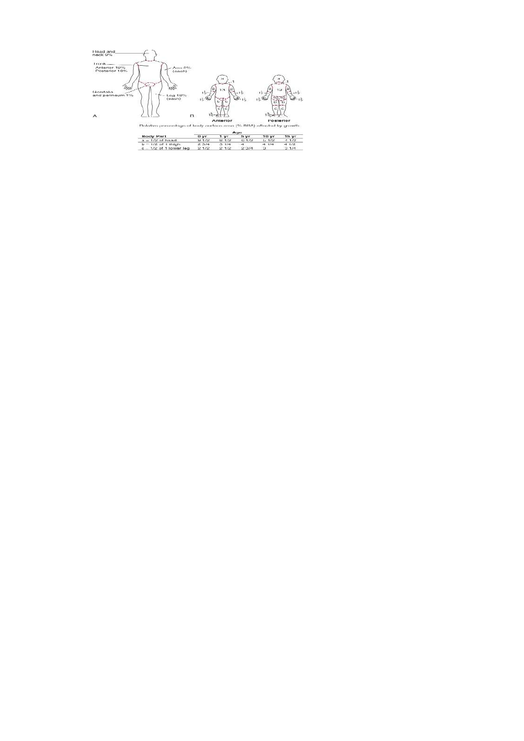Head and neck 9%

Trunk
Anterior 18%
Posterior 18%

Arm 9% (each)

Genitalia and perineum 1%

Leg 18% (each)

A

B

Anterior

Posterior

Relative percentage of body surface area (% BSA) affected by growth

| | Age | | | | |
|---|---|---|---|---|---|
| Body Part | 0 yr | 1 yr | 5 yr | 10 yr | 15 yr |
| a = 1/2 of head | 9 1/2 | 8 1/2 | 6 1/2 | 5 1/2 | 4 1/2 |
| b = 1/2 of 1 thigh | 2 3/4 | 3 1/4 | 4 | 4 1/4 | 4 1/2 |
| c = 1/2 of 1 lower leg | 2 1/2 | 2 1/2 | 2 3/4 | 3 | 3 1/4 |